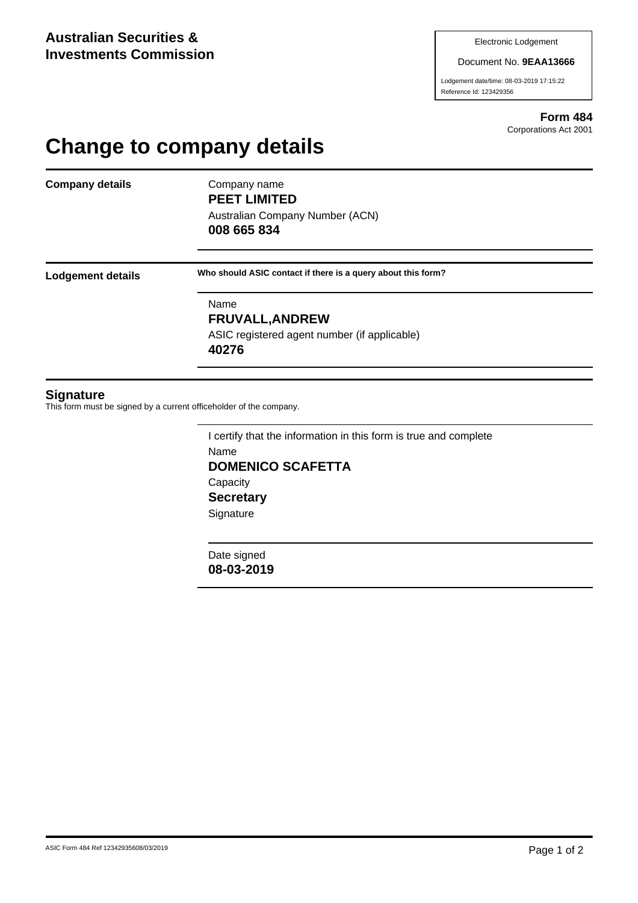**Australian Securities & Investments Commission**

Electronic Lodgement

Document No. **9EAA13666**

Lodgement date/time: 08-03-2019 17:15:22

Reference Id: 123429356

**Form 484**

Corporations Act 2001

# Change to company details

**Company details**

Company name

**PEET LIMITED**

Australian Company Number (ACN)

**008 665 834**

**Lodgement details**

**Who should ASIC contact if there is a query about this form?**

Name

**FRUVALL,ANDREW**

ASIC registered agent number (if applicable)

**40276**

## Signature

This form must be signed by a current officeholder of the company.

I certify that the information in this form is true and complete

Name

**DOMENICO SCAFETTA**

Capacity

**Secretary**

Signature

Date signed

**08-03-2019**

ASIC Form 484 Ref 12342935608/03/2019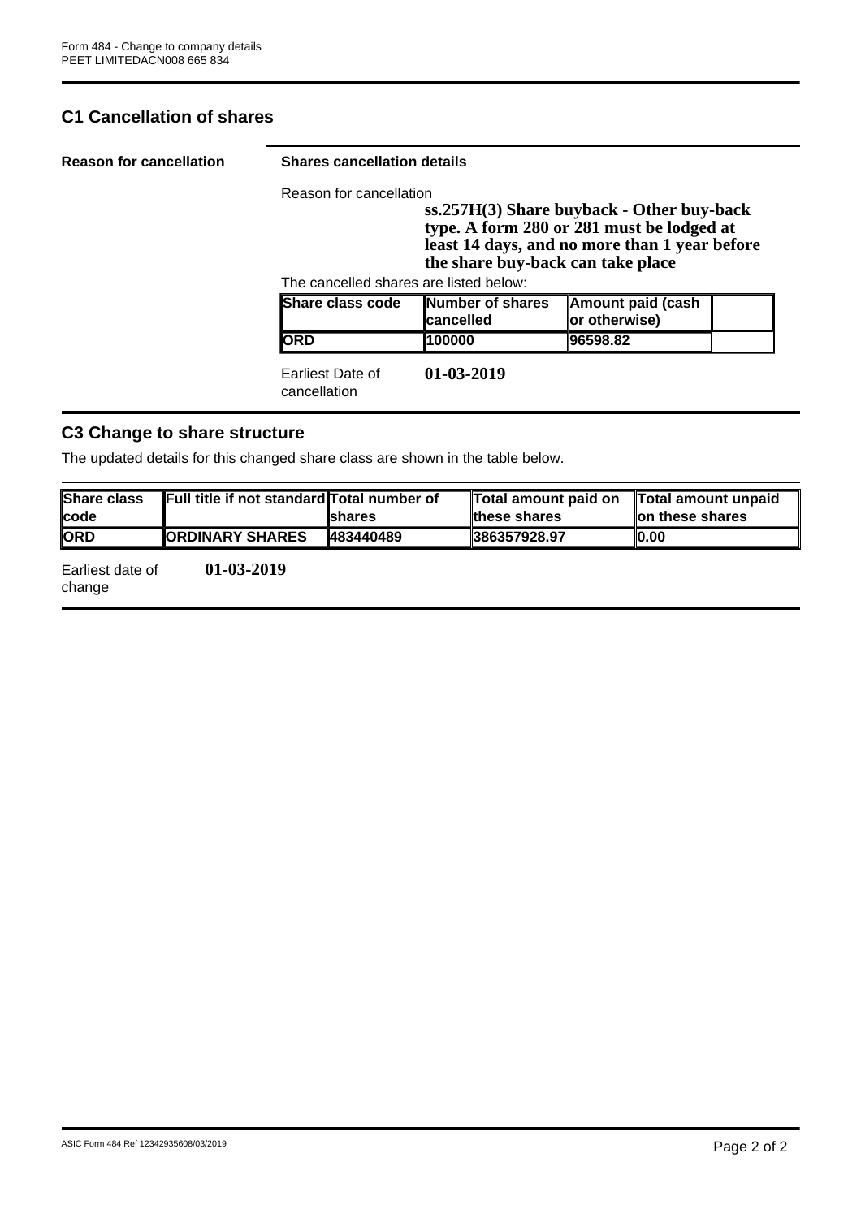## C1 Cancellation of shares

**Reason for cancellation**

**Shares cancellation details**

Reason for cancellation

**ss.257H(3) Share buyback - Other buy-back type. A form 280 or 281 must be lodged at least 14 days, and no more than 1 year before the share buy-back can take place**

The cancelled shares are listed below:

| Share class code | Number of shares cancelled | Amount paid (cash or otherwise) | |
|---|---|---|---|
| ORD | 100000 | 96598.82 | |

Earliest Date of cancellation **01-03-2019**

## C3 Change to share structure

The updated details for this changed share class are shown in the table below.

| Share class code | Full title if not standard | Total number of shares | Total amount paid on these shares | Total amount unpaid on these shares |
|---|---|---|---|---|
| ORD | ORDINARY SHARES | 483440489 | 386357928.97 | 0.00 |

Earliest date of change **01-03-2019**